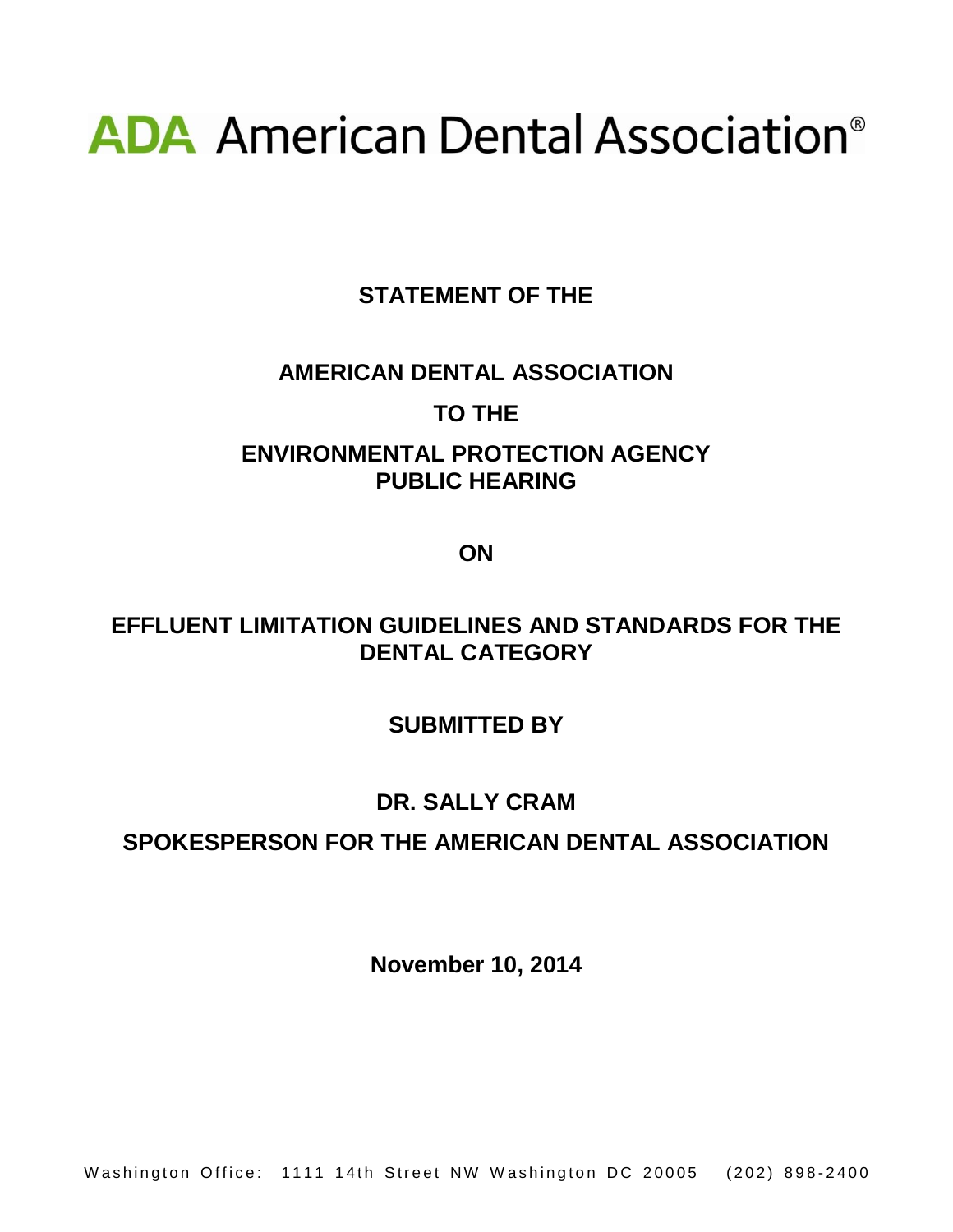# ADA American Dental Association®

**STATEMENT OF THE**

**AMERICAN DENTAL ASSOCIATION**

**TO THE**

**ENVIRONMENTAL PROTECTION AGENCY PUBLIC HEARING**

**ON**

**EFFLUENT LIMITATION GUIDELINES AND STANDARDS FOR THE DENTAL CATEGORY**

**SUBMITTED BY**

**DR. SALLY CRAM**

**SPOKESPERSON FOR THE AMERICAN DENTAL ASSOCIATION**

**November 10, 2014**

Washington Office: 1111 14th Street NW Washington DC 20005 (202) 898-2400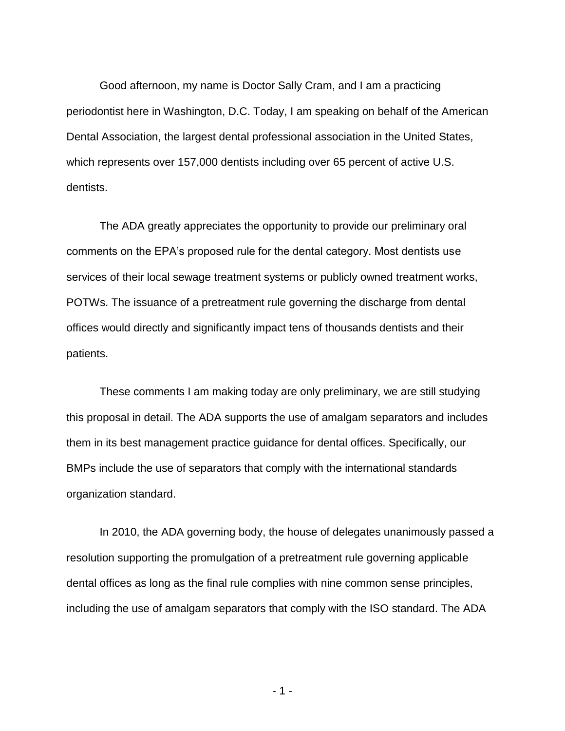Good afternoon, my name is Doctor Sally Cram, and I am a practicing periodontist here in Washington, D.C. Today, I am speaking on behalf of the American Dental Association, the largest dental professional association in the United States, which represents over 157,000 dentists including over 65 percent of active U.S. dentists.

The ADA greatly appreciates the opportunity to provide our preliminary oral comments on the EPA's proposed rule for the dental category. Most dentists use services of their local sewage treatment systems or publicly owned treatment works, POTWs. The issuance of a pretreatment rule governing the discharge from dental offices would directly and significantly impact tens of thousands dentists and their patients.

These comments I am making today are only preliminary, we are still studying this proposal in detail. The ADA supports the use of amalgam separators and includes them in its best management practice guidance for dental offices. Specifically, our BMPs include the use of separators that comply with the international standards organization standard.

In 2010, the ADA governing body, the house of delegates unanimously passed a resolution supporting the promulgation of a pretreatment rule governing applicable dental offices as long as the final rule complies with nine common sense principles, including the use of amalgam separators that comply with the ISO standard. The ADA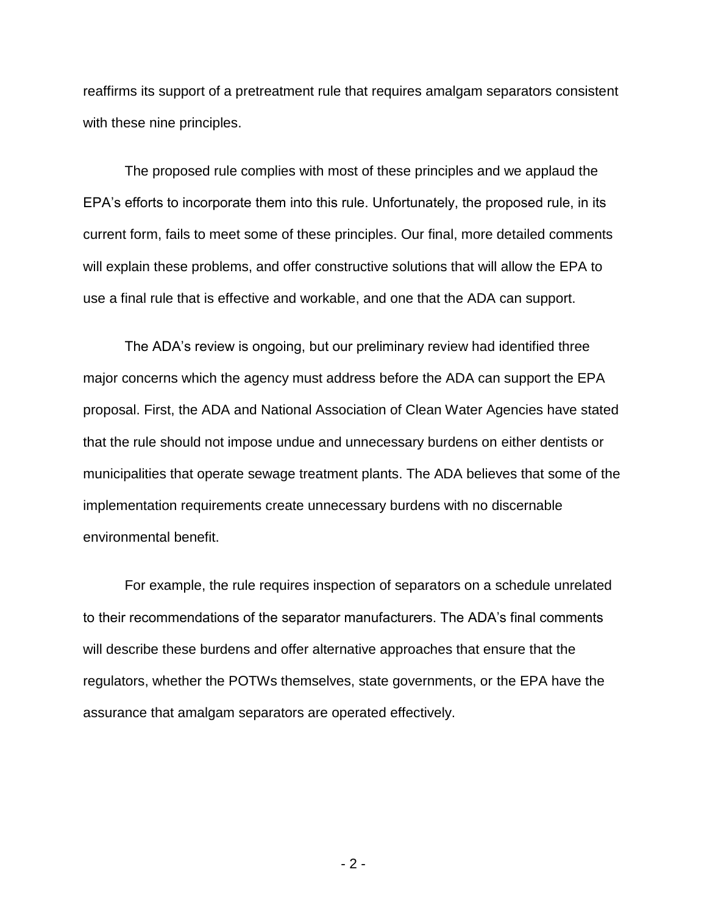reaffirms its support of a pretreatment rule that requires amalgam separators consistent with these nine principles.

The proposed rule complies with most of these principles and we applaud the EPA's efforts to incorporate them into this rule. Unfortunately, the proposed rule, in its current form, fails to meet some of these principles. Our final, more detailed comments will explain these problems, and offer constructive solutions that will allow the EPA to use a final rule that is effective and workable, and one that the ADA can support.

The ADA's review is ongoing, but our preliminary review had identified three major concerns which the agency must address before the ADA can support the EPA proposal. First, the ADA and National Association of Clean Water Agencies have stated that the rule should not impose undue and unnecessary burdens on either dentists or municipalities that operate sewage treatment plants. The ADA believes that some of the implementation requirements create unnecessary burdens with no discernable environmental benefit.

For example, the rule requires inspection of separators on a schedule unrelated to their recommendations of the separator manufacturers. The ADA's final comments will describe these burdens and offer alternative approaches that ensure that the regulators, whether the POTWs themselves, state governments, or the EPA have the assurance that amalgam separators are operated effectively.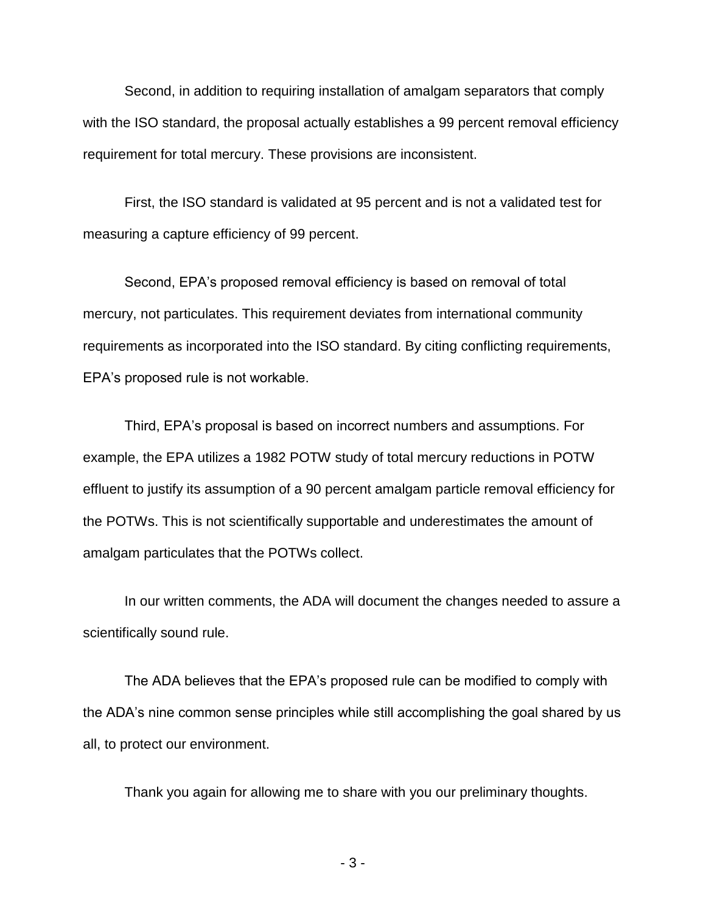Second, in addition to requiring installation of amalgam separators that comply with the ISO standard, the proposal actually establishes a 99 percent removal efficiency requirement for total mercury. These provisions are inconsistent.

First, the ISO standard is validated at 95 percent and is not a validated test for measuring a capture efficiency of 99 percent.

Second, EPA's proposed removal efficiency is based on removal of total mercury, not particulates. This requirement deviates from international community requirements as incorporated into the ISO standard. By citing conflicting requirements, EPA's proposed rule is not workable.

Third, EPA's proposal is based on incorrect numbers and assumptions. For example, the EPA utilizes a 1982 POTW study of total mercury reductions in POTW effluent to justify its assumption of a 90 percent amalgam particle removal efficiency for the POTWs. This is not scientifically supportable and underestimates the amount of amalgam particulates that the POTWs collect.

In our written comments, the ADA will document the changes needed to assure a scientifically sound rule.

The ADA believes that the EPA's proposed rule can be modified to comply with the ADA's nine common sense principles while still accomplishing the goal shared by us all, to protect our environment.

Thank you again for allowing me to share with you our preliminary thoughts.